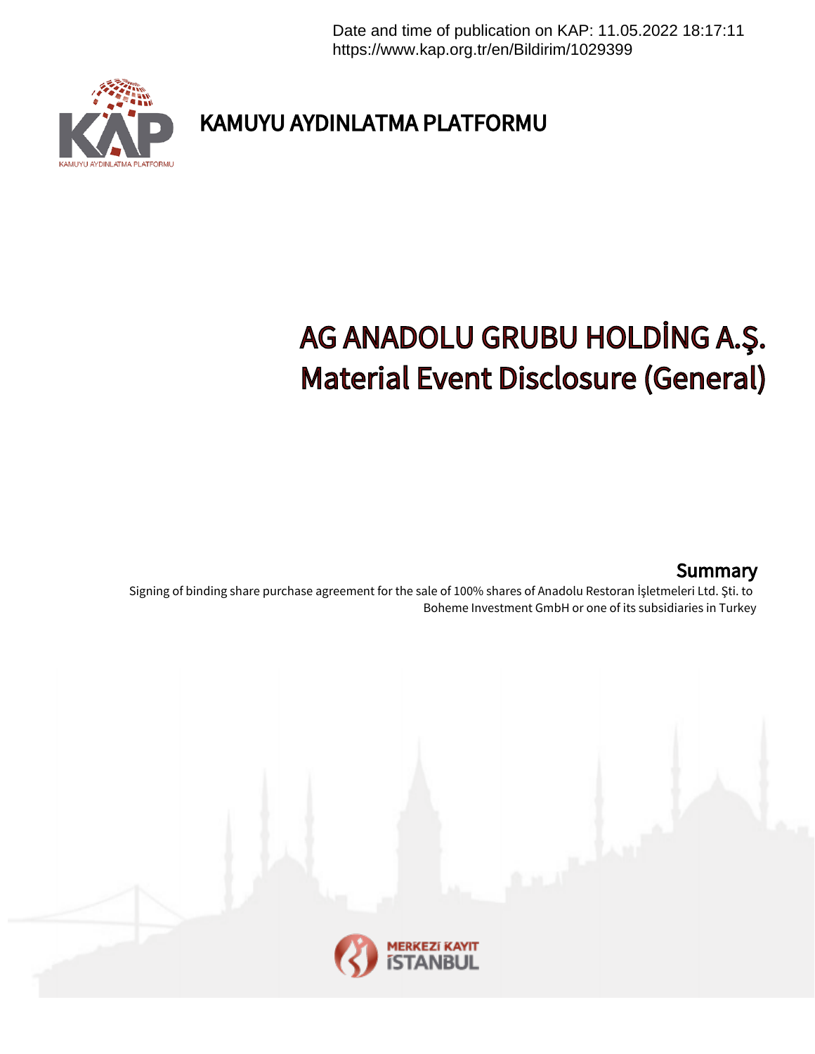Date and time of publication on KAP: 11.05.2022 18:17:11
https://www.kap.org.tr/en/Bildirim/1029399

KAMUYU AYDINLATMA PLATFORMU

# AG ANADOLU GRUBU HOLDİNG A.Ş.
# Material Event Disclosure (General)

## Summary

Signing of binding share purchase agreement for the sale of 100% shares of Anadolu Restoran İşletmeleri Ltd. Şti. to Boheme Investment GmbH or one of its subsidiaries in Turkey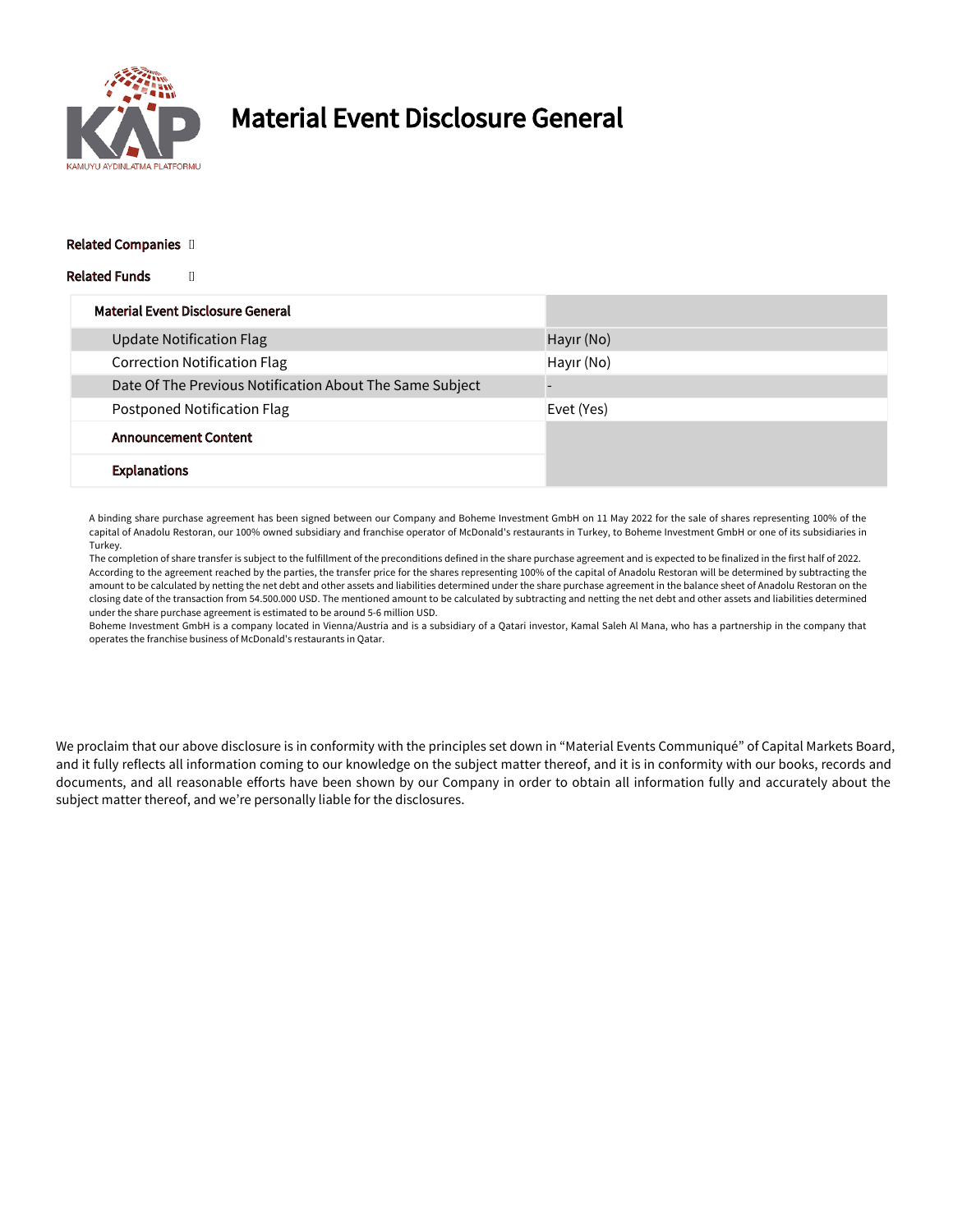# Material Event Disclosure General

**Related Companies** []

**Related Funds** []

| Material Event Disclosure General | |
|---|---|
| Update Notification Flag | Hayır (No) |
| Correction Notification Flag | Hayır (No) |
| Date Of The Previous Notification About The Same Subject | - |
| Postponed Notification Flag | Evet (Yes) |
| **Announcement Content** | |
| **Explanations** | |

A binding share purchase agreement has been signed between our Company and Boheme Investment GmbH on 11 May 2022 for the sale of shares representing 100% of the capital of Anadolu Restoran, our 100% owned subsidiary and franchise operator of McDonald's restaurants in Turkey, to Boheme Investment GmbH or one of its subsidiaries in Turkey.

The completion of share transfer is subject to the fulfillment of the preconditions defined in the share purchase agreement and is expected to be finalized in the first half of 2022.

According to the agreement reached by the parties, the transfer price for the shares representing 100% of the capital of Anadolu Restoran will be determined by subtracting the amount to be calculated by netting the net debt and other assets and liabilities determined under the share purchase agreement in the balance sheet of Anadolu Restoran on the closing date of the transaction from 54.500.000 USD. The mentioned amount to be calculated by subtracting and netting the net debt and other assets and liabilities determined under the share purchase agreement is estimated to be around 5-6 million USD.

Boheme Investment GmbH is a company located in Vienna/Austria and is a subsidiary of a Qatari investor, Kamal Saleh Al Mana, who has a partnership in the company that operates the franchise business of McDonald's restaurants in Qatar.

We proclaim that our above disclosure is in conformity with the principles set down in “Material Events Communiqué” of Capital Markets Board, and it fully reflects all information coming to our knowledge on the subject matter thereof, and it is in conformity with our books, records and documents, and all reasonable efforts have been shown by our Company in order to obtain all information fully and accurately about the subject matter thereof, and we’re personally liable for the disclosures.